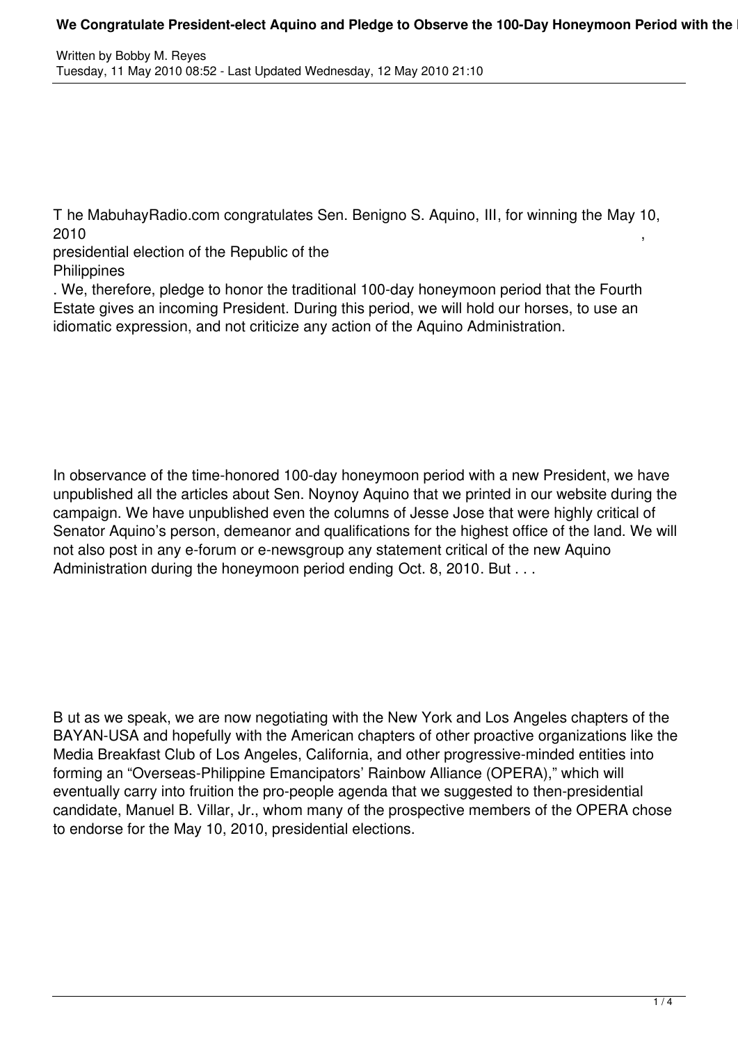# We Congratulate President-elect Aquino and Pledge to Observe the 100-Day Honeymoon Period with the

Written by Bobby M. Reyes
Tuesday, 11 May 2010 08:52 - Last Updated Wednesday, 12 May 2010 21:10

The MabuhayRadio.com congratulates Sen. Benigno S. Aquino, III, for winning the May 10, 2010, presidential election of the Republic of the Philippines. We, therefore, pledge to honor the traditional 100-day honeymoon period that the Fourth Estate gives an incoming President. During this period, we will hold our horses, to use an idiomatic expression, and not criticize any action of the Aquino Administration.

In observance of the time-honored 100-day honeymoon period with a new President, we have unpublished all the articles about Sen. Noynoy Aquino that we printed in our website during the campaign. We have unpublished even the columns of Jesse Jose that were highly critical of Senator Aquino's person, demeanor and qualifications for the highest office of the land. We will not also post in any e-forum or e-newsgroup any statement critical of the new Aquino Administration during the honeymoon period ending Oct. 8, 2010. But . . .

But as we speak, we are now negotiating with the New York and Los Angeles chapters of the BAYAN-USA and hopefully with the American chapters of other proactive organizations like the Media Breakfast Club of Los Angeles, California, and other progressive-minded entities into forming an "Overseas-Philippine Emancipators' Rainbow Alliance (OPERA)," which will eventually carry into fruition the pro-people agenda that we suggested to then-presidential candidate, Manuel B. Villar, Jr., whom many of the prospective members of the OPERA chose to endorse for the May 10, 2010, presidential elections.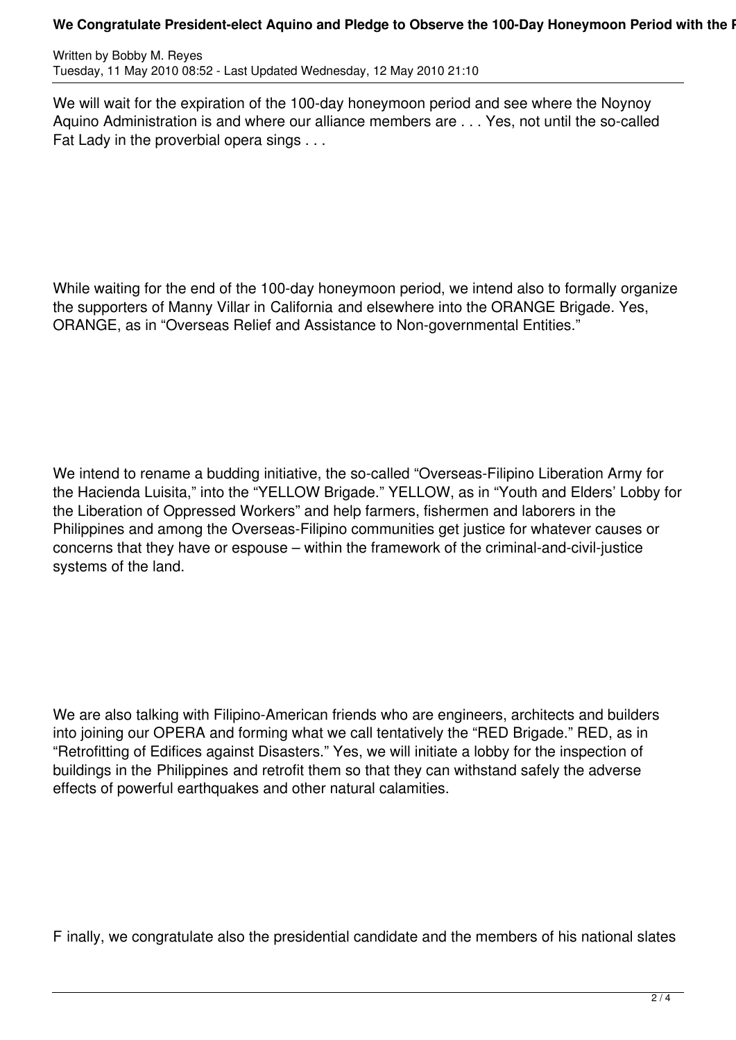We will wait for the expiration of the 100-day honeymoon period and see where the Noynoy Aquino Administration is and where our alliance members are . . . Yes, not until the so-called Fat Lady in the proverbial opera sings . . .

While waiting for the end of the 100-day honeymoon period, we intend also to formally organize the supporters of Manny Villar in California and elsewhere into the ORANGE Brigade. Yes, ORANGE, as in "Overseas Relief and Assistance to Non-governmental Entities."

We intend to rename a budding initiative, the so-called "Overseas-Filipino Liberation Army for the Hacienda Luisita," into the "YELLOW Brigade." YELLOW, as in "Youth and Elders' Lobby for the Liberation of Oppressed Workers" and help farmers, fishermen and laborers in the Philippines and among the Overseas-Filipino communities get justice for whatever causes or concerns that they have or espouse – within the framework of the criminal-and-civil-justice systems of the land.

We are also talking with Filipino-American friends who are engineers, architects and builders into joining our OPERA and forming what we call tentatively the "RED Brigade." RED, as in "Retrofitting of Edifices against Disasters." Yes, we will initiate a lobby for the inspection of buildings in the Philippines and retrofit them so that they can withstand safely the adverse effects of powerful earthquakes and other natural calamities.

F inally, we congratulate also the presidential candidate and the members of his national slates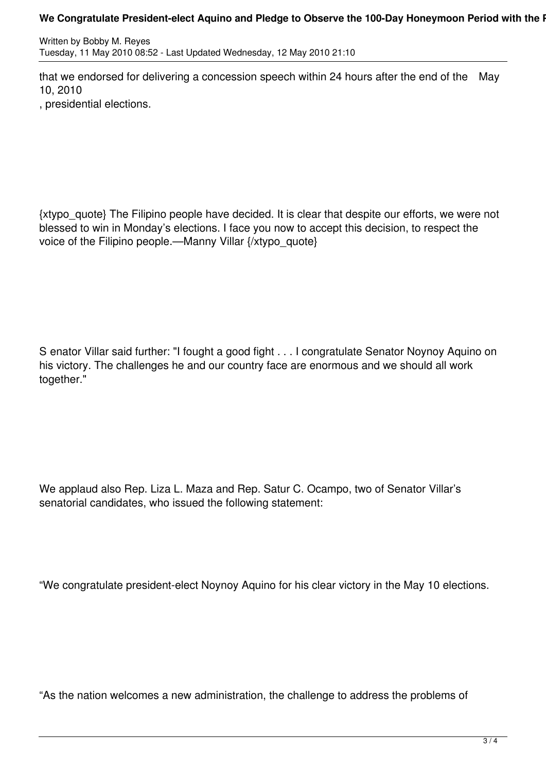that we endorsed for delivering a concession speech within 24 hours after the end of the May 10, 2010, presidential elections.

{xtypo_quote} The Filipino people have decided. It is clear that despite our efforts, we were not blessed to win in Monday's elections. I face you now to accept this decision, to respect the voice of the Filipino people.—Manny Villar {/xtypo_quote}

S enator Villar said further: "I fought a good fight . . . I congratulate Senator Noynoy Aquino on his victory. The challenges he and our country face are enormous and we should all work together."

We applaud also Rep. Liza L. Maza and Rep. Satur C. Ocampo, two of Senator Villar's senatorial candidates, who issued the following statement:

"We congratulate president-elect Noynoy Aquino for his clear victory in the May 10 elections.

"As the nation welcomes a new administration, the challenge to address the problems of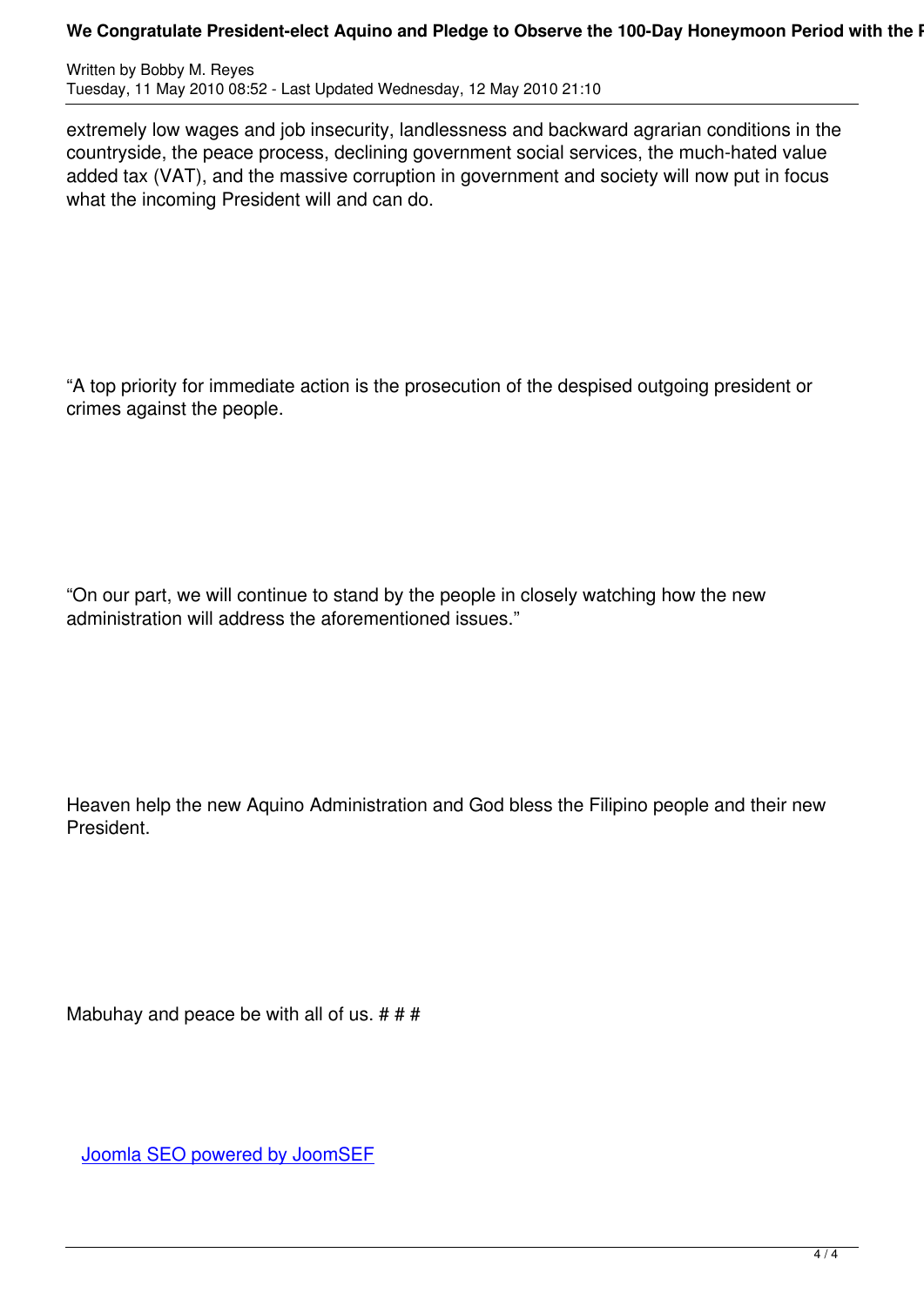extremely low wages and job insecurity, landlessness and backward agrarian conditions in the countryside, the peace process, declining government social services, the much-hated value added tax (VAT), and the massive corruption in government and society will now put in focus what the incoming President will and can do.

“A top priority for immediate action is the prosecution of the despised outgoing president or crimes against the people.

“On our part, we will continue to stand by the people in closely watching how the new administration will address the aforementioned issues.”

Heaven help the new Aquino Administration and God bless the Filipino people and their new President.

Mabuhay and peace be with all of us. # # #

Joomla SEO powered by JoomSEF